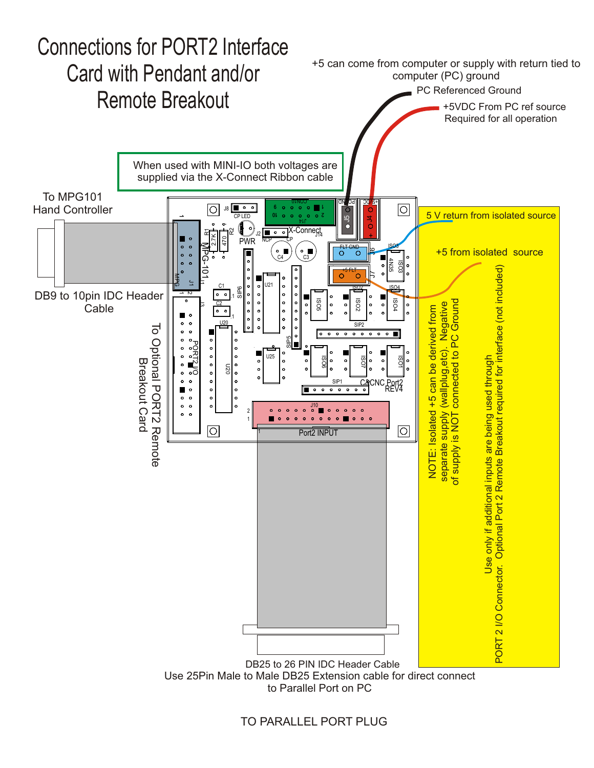# Connections for PORT2 Interface Card with Pendant and/or Remote Breakout

+5 can come from computer or supply with return tied to computer (PC) ground

PC Referenced Ground

+5VDC From PC ref source Required for all operation

When used with MINI-IO both voltages are supplied via the X-Connect Ribbon cable

To MPG101 Hand Controller

DB9 to 10pin IDC Header Cable

To Optional PORT2 Remote Breakout Card

5 V return from isolated source

+5 from isolated source

NOTE: Isolated +5 can be derived from separate supply (wallplug,etc). Negative of supply is NOT connected to PC Ground

Use only if additional inputs are being used through PORT 2 I/O Connector. Optional Port 2 Remote Breakout required for interface (not included)

DB25 to 26 PIN IDC Header Cable

Use 25Pin Male to Male DB25 Extension cable for direct connect to Parallel Port on PC

TO PARALLEL PORT PLUG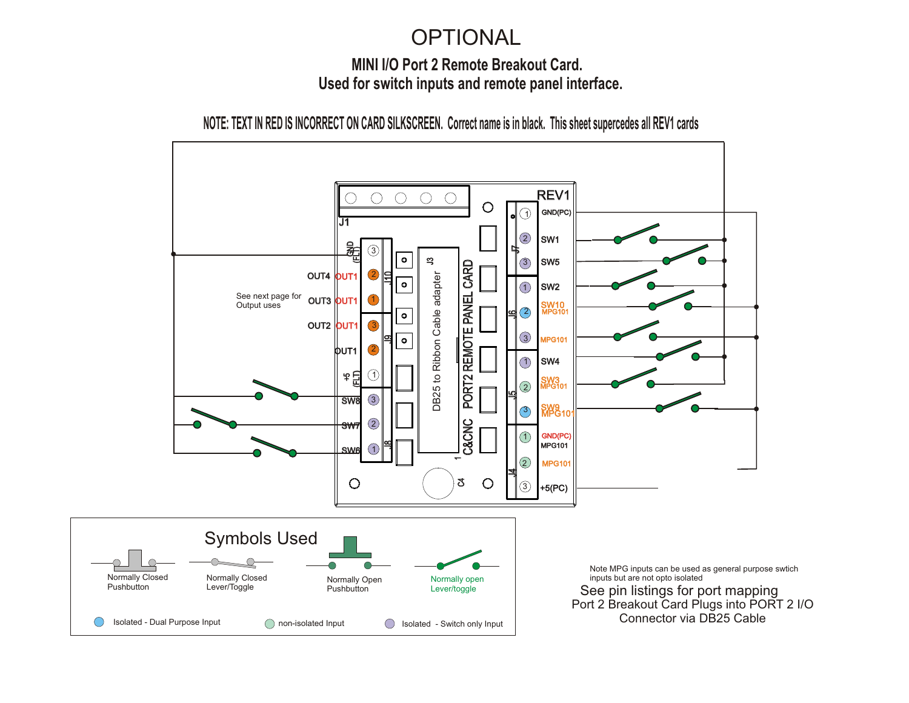# OPTIONAL

## MINI I/O Port 2 Remote Breakout Card.
## Used for switch inputs and remote panel interface.

**NOTE: TEXT IN RED IS INCORRECT ON CARD SILKSCREEN. Correct name is in black. This sheet supercedes all REV1 cards**

REV1

J1

GND(PC)
SW1
SW5
SW2
SW10
MPG101
MPG101
SW4
SW3
MPG101
SW9
MPG101
GND(PC)
MPG101
MPG101
+5(PC)

J7
J6
J5
J4

GND (FLT)
OUT4 OUT1
OUT3 OUT1
OUT2 OUT1
OUT1
+5 (FLT)
SW8
SW7
SW6

J10
J9
J8

See next page for Output uses

J3
DB25 to Ribbon Cable adapter
C&CNC PORT2 REMOTE PANEL CARD
C4

### Symbols Used

Normally Closed Pushbutton
Normally Closed Lever/Toggle
Normally Open Pushbutton
Normally open Lever/toggle

Isolated - Dual Purpose Input
non-isolated Input
Isolated - Switch only Input

Note MPG inputs can be used as general purpose swtich inputs but are not opto isolated

See pin listings for port mapping
Port 2 Breakout Card Plugs into PORT 2 I/O Connector via DB25 Cable